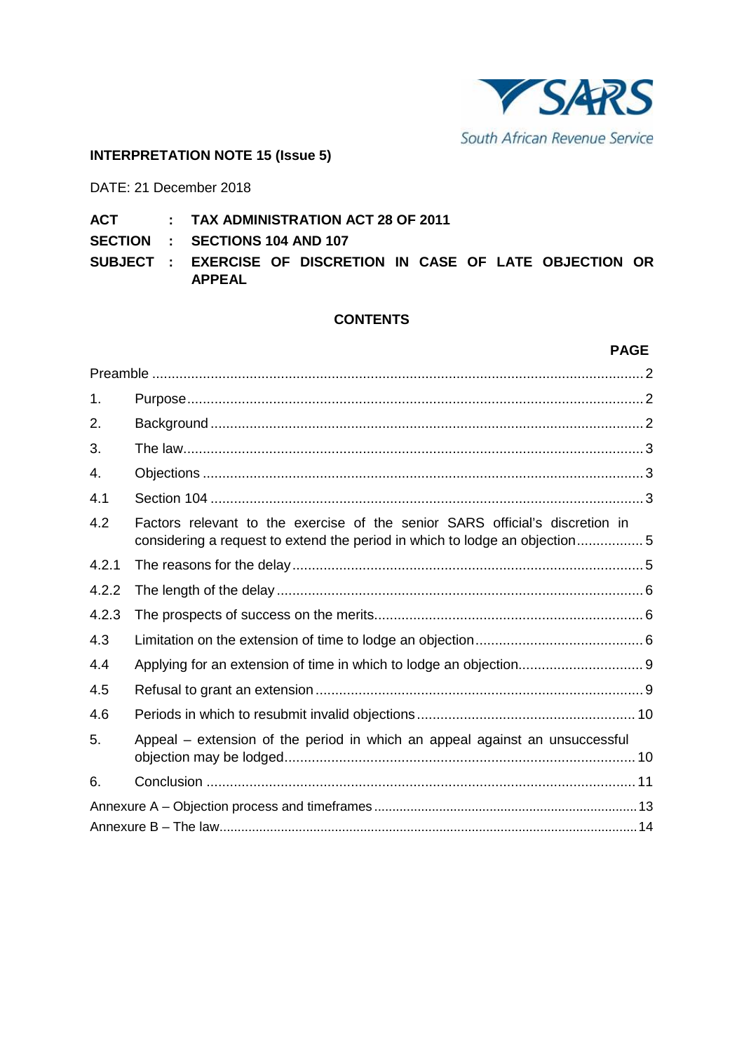South African Revenue Service

**INTERPRETATION NOTE 15 (Issue 5)**

DATE: 21 December 2018

**ACT : TAX ADMINISTRATION ACT 28 OF 2011**

**SECTION : SECTIONS 104 AND 107**

**SUBJECT : EXERCISE OF DISCRETION IN CASE OF LATE OBJECTION OR APPEAL**

**CONTENTS**

| | | **PAGE** |
|---|---|---|
| Preamble | | 2 |
| 1. | Purpose | 2 |
| 2. | Background | 2 |
| 3. | The law | 3 |
| 4. | Objections | 3 |
| 4.1 | Section 104 | 3 |
| 4.2 | Factors relevant to the exercise of the senior SARS official's discretion in considering a request to extend the period in which to lodge an objection | 5 |
| 4.2.1 | The reasons for the delay | 5 |
| 4.2.2 | The length of the delay | 6 |
| 4.2.3 | The prospects of success on the merits | 6 |
| 4.3 | Limitation on the extension of time to lodge an objection | 6 |
| 4.4 | Applying for an extension of time in which to lodge an objection | 9 |
| 4.5 | Refusal to grant an extension | 9 |
| 4.6 | Periods in which to resubmit invalid objections | 10 |
| 5. | Appeal – extension of the period in which an appeal against an unsuccessful objection may be lodged | 10 |
| 6. | Conclusion | 11 |
| Annexure A – Objection process and timeframes | | 13 |
| Annexure B – The law | | 14 |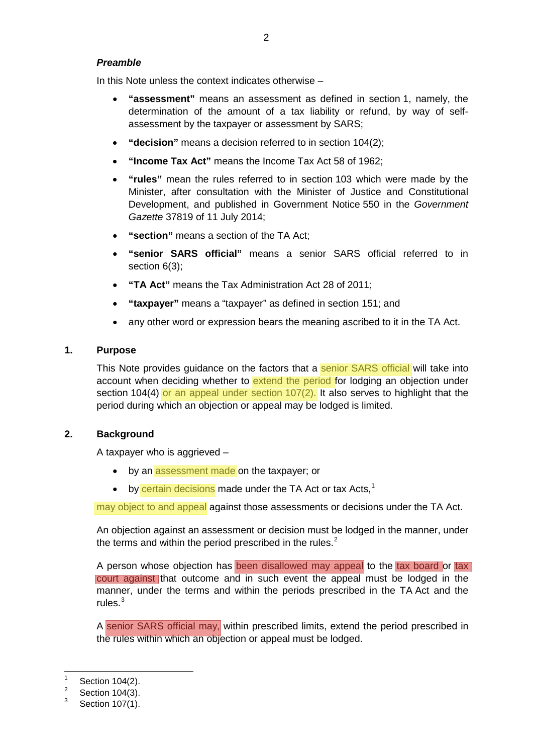***Preamble***

In this Note unless the context indicates otherwise –

- **"assessment"** means an assessment as defined in section 1, namely, the determination of the amount of a tax liability or refund, by way of self-assessment by the taxpayer or assessment by SARS;
- **"decision"** means a decision referred to in section 104(2);
- **"Income Tax Act"** means the Income Tax Act 58 of 1962;
- **"rules"** mean the rules referred to in section 103 which were made by the Minister, after consultation with the Minister of Justice and Constitutional Development, and published in Government Notice 550 in the *Government Gazette* 37819 of 11 July 2014;
- **"section"** means a section of the TA Act;
- **"senior SARS official"** means a senior SARS official referred to in section 6(3);
- **"TA Act"** means the Tax Administration Act 28 of 2011;
- **"taxpayer"** means a "taxpayer" as defined in section 151; and
- any other word or expression bears the meaning ascribed to it in the TA Act.

## 1. Purpose

This Note provides guidance on the factors that a senior SARS official will take into account when deciding whether to extend the period for lodging an objection under section 104(4) or an appeal under section 107(2). It also serves to highlight that the period during which an objection or appeal may be lodged is limited.

## 2. Background

A taxpayer who is aggrieved –

- by an assessment made on the taxpayer; or
- by certain decisions made under the TA Act or tax Acts,[1]

may object to and appeal against those assessments or decisions under the TA Act.

An objection against an assessment or decision must be lodged in the manner, under the terms and within the period prescribed in the rules.[2]

A person whose objection has been disallowed may appeal to the tax board or tax court against that outcome and in such event the appeal must be lodged in the manner, under the terms and within the periods prescribed in the TA Act and the rules.[3]

A senior SARS official may, within prescribed limits, extend the period prescribed in the rules within which an objection or appeal must be lodged.

---

[1] Section 104(2).

[2] Section 104(3).

[3] Section 107(1).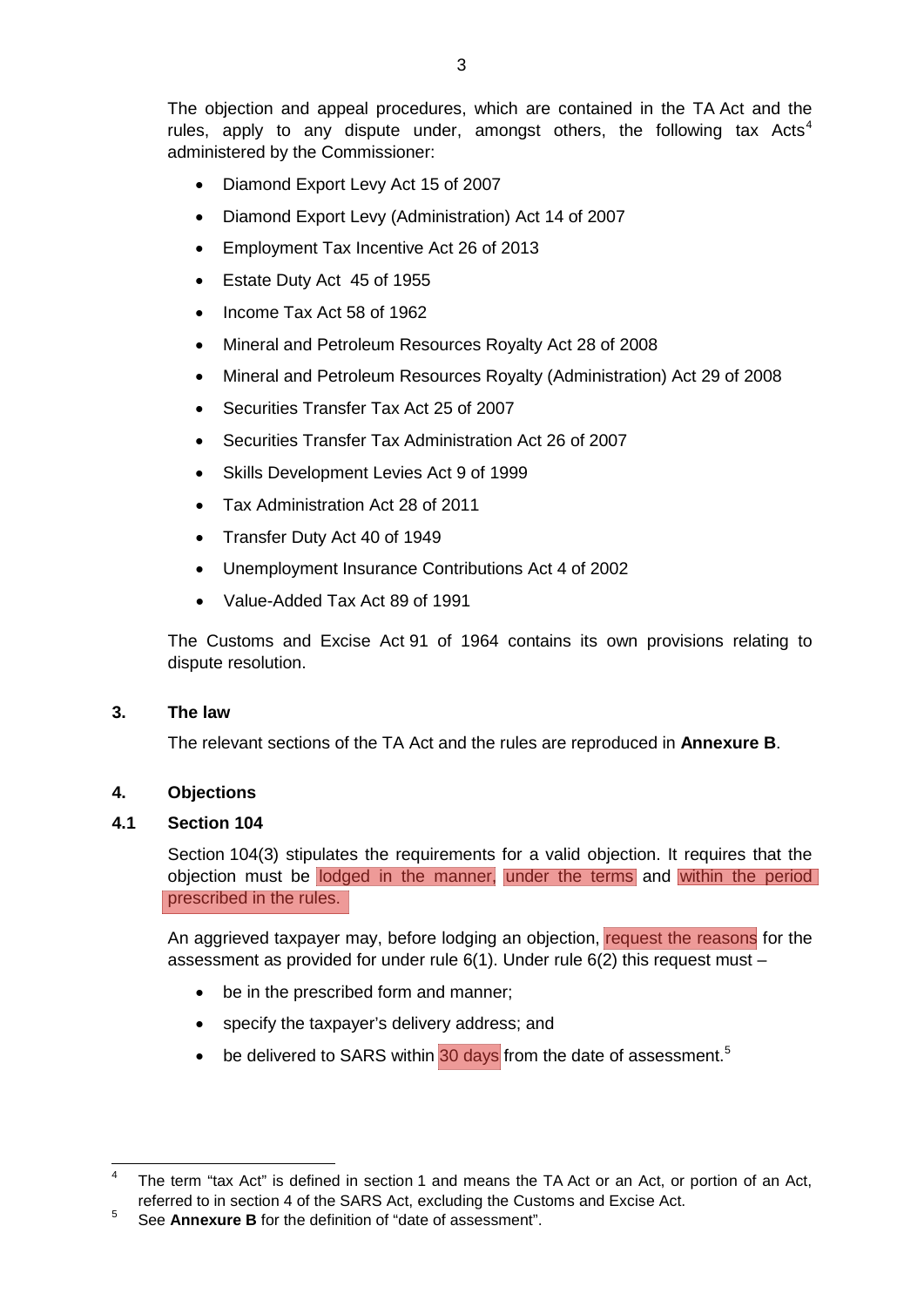The objection and appeal procedures, which are contained in the TA Act and the rules, apply to any dispute under, amongst others, the following tax Acts[4] administered by the Commissioner:

- Diamond Export Levy Act 15 of 2007
- Diamond Export Levy (Administration) Act 14 of 2007
- Employment Tax Incentive Act 26 of 2013
- Estate Duty Act 45 of 1955
- Income Tax Act 58 of 1962
- Mineral and Petroleum Resources Royalty Act 28 of 2008
- Mineral and Petroleum Resources Royalty (Administration) Act 29 of 2008
- Securities Transfer Tax Act 25 of 2007
- Securities Transfer Tax Administration Act 26 of 2007
- Skills Development Levies Act 9 of 1999
- Tax Administration Act 28 of 2011
- Transfer Duty Act 40 of 1949
- Unemployment Insurance Contributions Act 4 of 2002
- Value-Added Tax Act 89 of 1991

The Customs and Excise Act 91 of 1964 contains its own provisions relating to dispute resolution.

## 3. The law

The relevant sections of the TA Act and the rules are reproduced in **Annexure B**.

## 4. Objections

### 4.1 Section 104

Section 104(3) stipulates the requirements for a valid objection. It requires that the objection must be lodged in the manner, under the terms and within the period prescribed in the rules.

An aggrieved taxpayer may, before lodging an objection, request the reasons for the assessment as provided for under rule 6(1). Under rule 6(2) this request must –

- be in the prescribed form and manner;
- specify the taxpayer's delivery address; and
- be delivered to SARS within 30 days from the date of assessment.[5]

---

[4] The term "tax Act" is defined in section 1 and means the TA Act or an Act, or portion of an Act, referred to in section 4 of the SARS Act, excluding the Customs and Excise Act.

[5] See **Annexure B** for the definition of "date of assessment".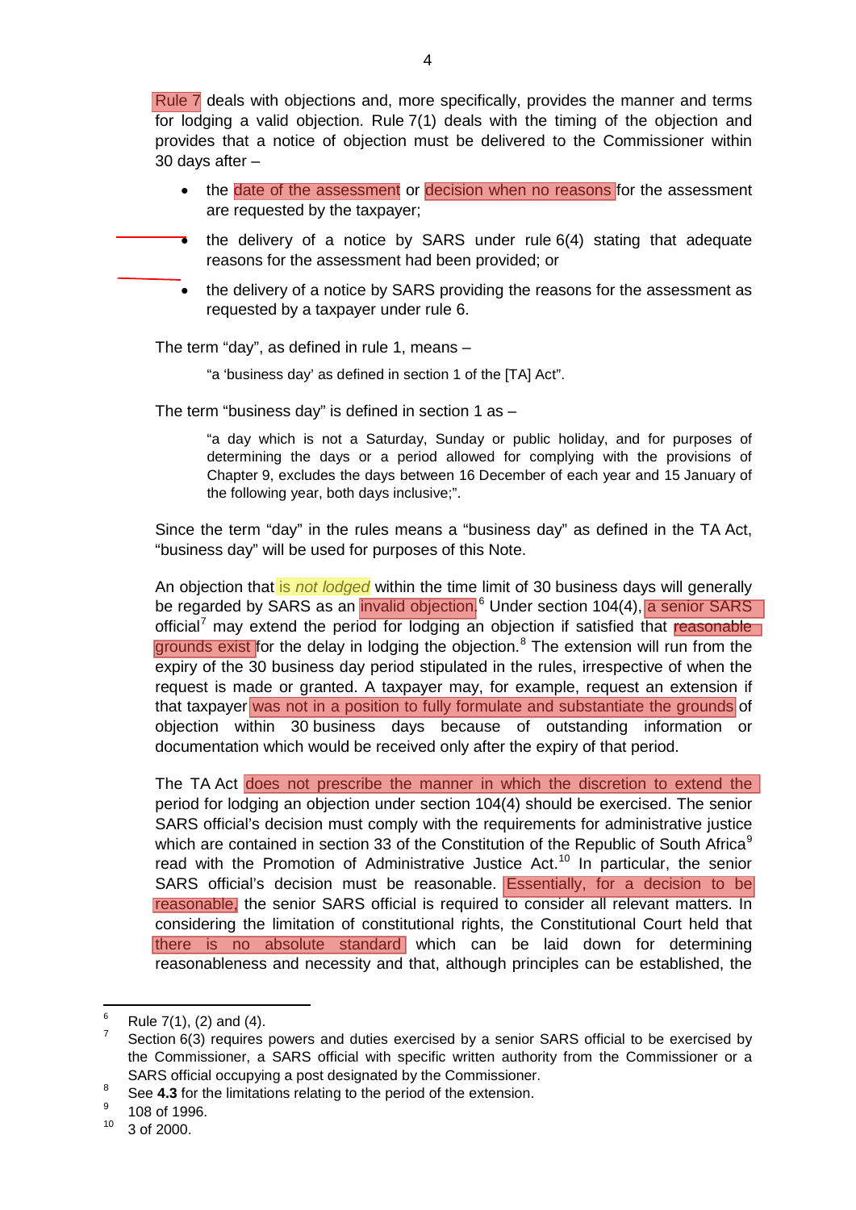Rule 7 deals with objections and, more specifically, provides the manner and terms for lodging a valid objection. Rule 7(1) deals with the timing of the objection and provides that a notice of objection must be delivered to the Commissioner within 30 days after –

- the date of the assessment or decision when no reasons for the assessment are requested by the taxpayer;
- the delivery of a notice by SARS under rule 6(4) stating that adequate reasons for the assessment had been provided; or
- the delivery of a notice by SARS providing the reasons for the assessment as requested by a taxpayer under rule 6.

The term "day", as defined in rule 1, means –

> "a 'business day' as defined in section 1 of the [TA] Act".

The term "business day" is defined in section 1 as –

> "a day which is not a Saturday, Sunday or public holiday, and for purposes of determining the days or a period allowed for complying with the provisions of Chapter 9, excludes the days between 16 December of each year and 15 January of the following year, both days inclusive;".

Since the term "day" in the rules means a "business day" as defined in the TA Act, "business day" will be used for purposes of this Note.

An objection that is *not lodged* within the time limit of 30 business days will generally be regarded by SARS as an invalid objection.[6] Under section 104(4), a senior SARS official[7] may extend the period for lodging an objection if satisfied that reasonable grounds exist for the delay in lodging the objection.[8] The extension will run from the expiry of the 30 business day period stipulated in the rules, irrespective of when the request is made or granted. A taxpayer may, for example, request an extension if that taxpayer was not in a position to fully formulate and substantiate the grounds of objection within 30 business days because of outstanding information or documentation which would be received only after the expiry of that period.

The TA Act does not prescribe the manner in which the discretion to extend the period for lodging an objection under section 104(4) should be exercised. The senior SARS official's decision must comply with the requirements for administrative justice which are contained in section 33 of the Constitution of the Republic of South Africa[9] read with the Promotion of Administrative Justice Act.[10] In particular, the senior SARS official's decision must be reasonable. Essentially, for a decision to be reasonable, the senior SARS official is required to consider all relevant matters. In considering the limitation of constitutional rights, the Constitutional Court held that there is no absolute standard which can be laid down for determining reasonableness and necessity and that, although principles can be established, the

---

[6] Rule 7(1), (2) and (4).

[7] Section 6(3) requires powers and duties exercised by a senior SARS official to be exercised by the Commissioner, a SARS official with specific written authority from the Commissioner or a SARS official occupying a post designated by the Commissioner.

[8] See **4.3** for the limitations relating to the period of the extension.

[9] 108 of 1996.

[10] 3 of 2000.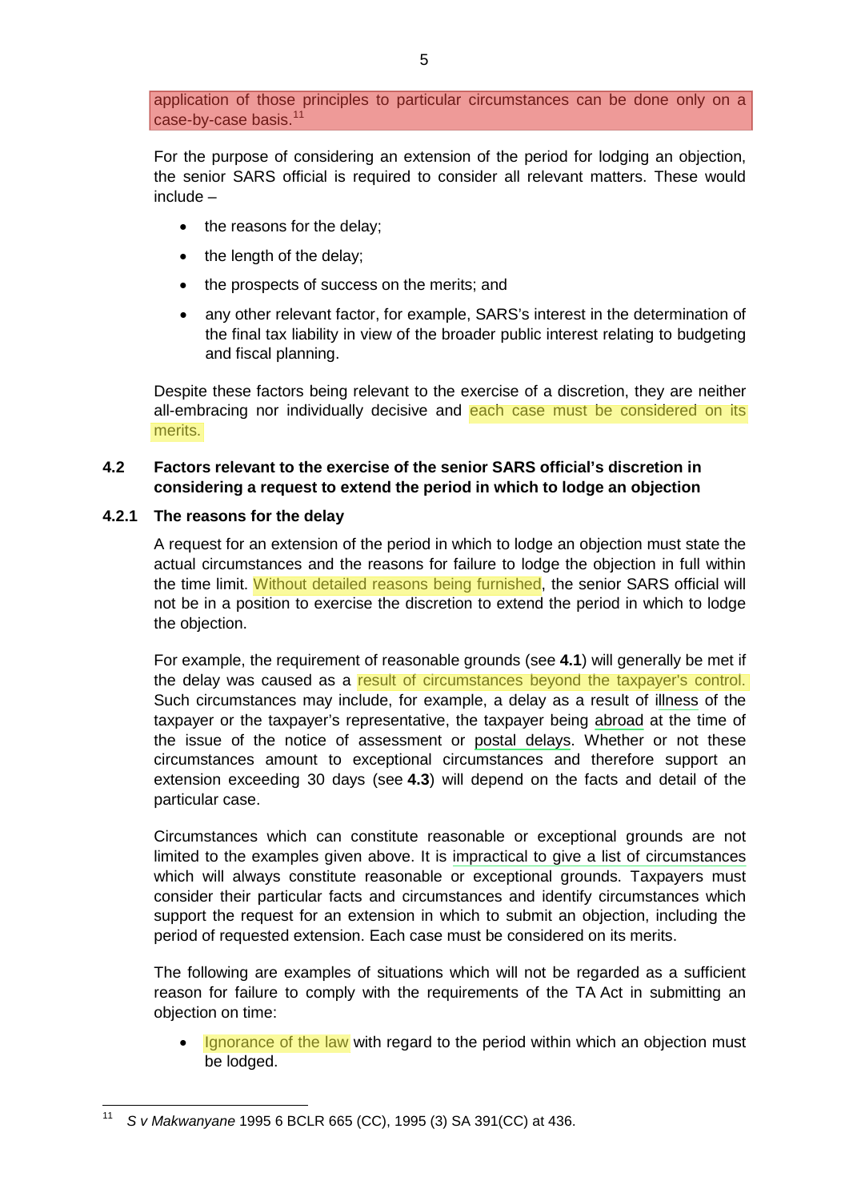application of those principles to particular circumstances can be done only on a case-by-case basis.[11]

For the purpose of considering an extension of the period for lodging an objection, the senior SARS official is required to consider all relevant matters. These would include –

- the reasons for the delay;
- the length of the delay;
- the prospects of success on the merits; and
- any other relevant factor, for example, SARS's interest in the determination of the final tax liability in view of the broader public interest relating to budgeting and fiscal planning.

Despite these factors being relevant to the exercise of a discretion, they are neither all-embracing nor individually decisive and each case must be considered on its merits.

### 4.2 Factors relevant to the exercise of the senior SARS official's discretion in considering a request to extend the period in which to lodge an objection

#### 4.2.1 The reasons for the delay

A request for an extension of the period in which to lodge an objection must state the actual circumstances and the reasons for failure to lodge the objection in full within the time limit. Without detailed reasons being furnished, the senior SARS official will not be in a position to exercise the discretion to extend the period in which to lodge the objection.

For example, the requirement of reasonable grounds (see **4.1**) will generally be met if the delay was caused as a result of circumstances beyond the taxpayer's control. Such circumstances may include, for example, a delay as a result of illness of the taxpayer or the taxpayer's representative, the taxpayer being abroad at the time of the issue of the notice of assessment or postal delays. Whether or not these circumstances amount to exceptional circumstances and therefore support an extension exceeding 30 days (see **4.3**) will depend on the facts and detail of the particular case.

Circumstances which can constitute reasonable or exceptional grounds are not limited to the examples given above. It is impractical to give a list of circumstances which will always constitute reasonable or exceptional grounds. Taxpayers must consider their particular facts and circumstances and identify circumstances which support the request for an extension in which to submit an objection, including the period of requested extension. Each case must be considered on its merits.

The following are examples of situations which will not be regarded as a sufficient reason for failure to comply with the requirements of the TA Act in submitting an objection on time:

- Ignorance of the law with regard to the period within which an objection must be lodged.

---

[11] *S v Makwanyane* 1995 6 BCLR 665 (CC), 1995 (3) SA 391(CC) at 436.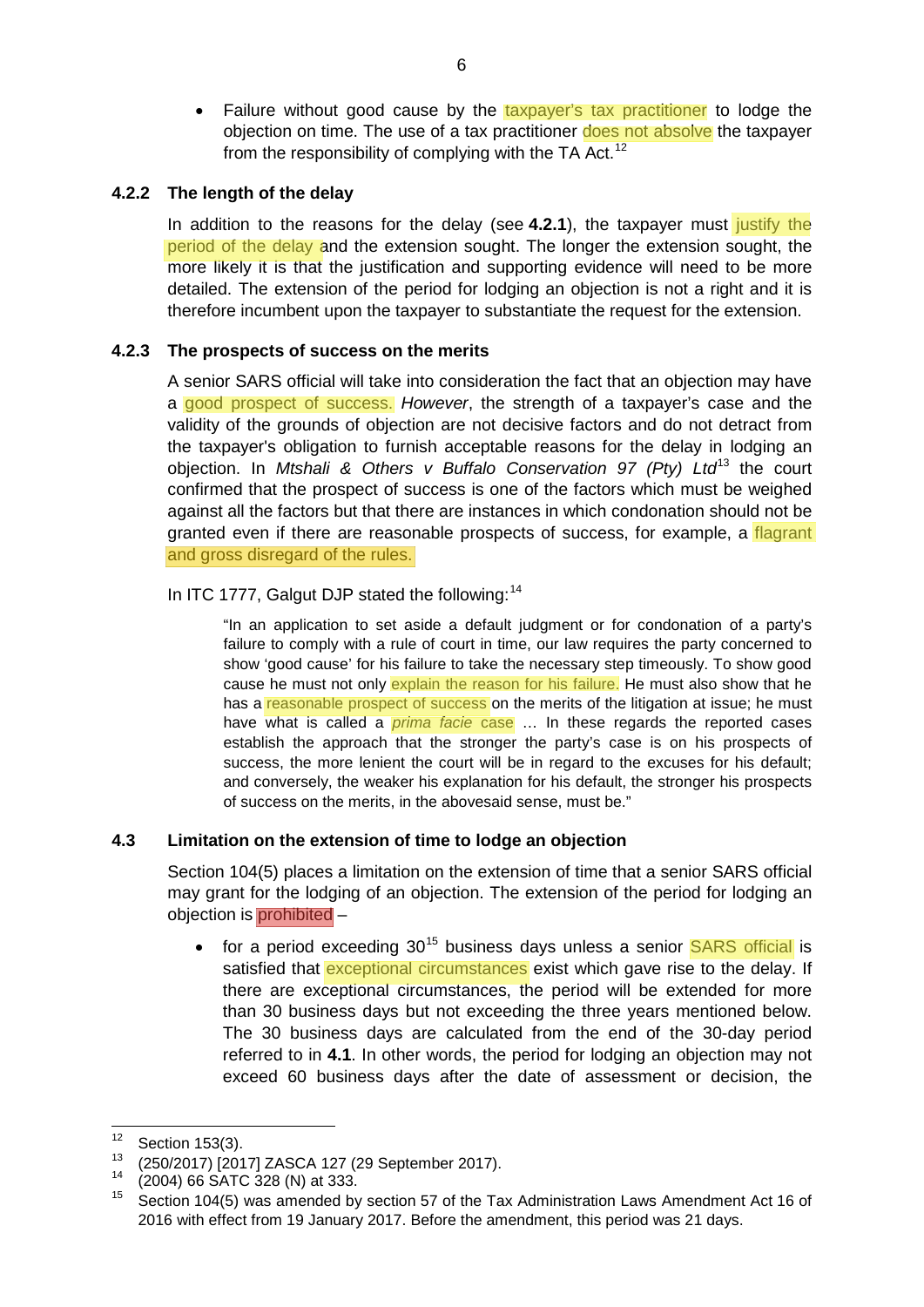- Failure without good cause by the taxpayer's tax practitioner to lodge the objection on time. The use of a tax practitioner does not absolve the taxpayer from the responsibility of complying with the TA Act.[12]

#### 4.2.2 The length of the delay

In addition to the reasons for the delay (see **4.2.1**), the taxpayer must justify the period of the delay and the extension sought. The longer the extension sought, the more likely it is that the justification and supporting evidence will need to be more detailed. The extension of the period for lodging an objection is not a right and it is therefore incumbent upon the taxpayer to substantiate the request for the extension.

#### 4.2.3 The prospects of success on the merits

A senior SARS official will take into consideration the fact that an objection may have a good prospect of success. *However*, the strength of a taxpayer's case and the validity of the grounds of objection are not decisive factors and do not detract from the taxpayer's obligation to furnish acceptable reasons for the delay in lodging an objection. In *Mtshali & Others v Buffalo Conservation 97 (Pty) Ltd*[13] the court confirmed that the prospect of success is one of the factors which must be weighed against all the factors but that there are instances in which condonation should not be granted even if there are reasonable prospects of success, for example, a flagrant and gross disregard of the rules.

In ITC 1777, Galgut DJP stated the following:[14]

> "In an application to set aside a default judgment or for condonation of a party's failure to comply with a rule of court in time, our law requires the party concerned to show 'good cause' for his failure to take the necessary step timeously. To show good cause he must not only explain the reason for his failure. He must also show that he has a reasonable prospect of success on the merits of the litigation at issue; he must have what is called a *prima facie* case … In these regards the reported cases establish the approach that the stronger the party's case is on his prospects of success, the more lenient the court will be in regard to the excuses for his default; and conversely, the weaker his explanation for his default, the stronger his prospects of success on the merits, in the abovesaid sense, must be."

### 4.3 Limitation on the extension of time to lodge an objection

Section 104(5) places a limitation on the extension of time that a senior SARS official may grant for the lodging of an objection. The extension of the period for lodging an objection is prohibited –

- for a period exceeding 30[15] business days unless a senior SARS official is satisfied that exceptional circumstances exist which gave rise to the delay. If there are exceptional circumstances, the period will be extended for more than 30 business days but not exceeding the three years mentioned below. The 30 business days are calculated from the end of the 30-day period referred to in **4.1**. In other words, the period for lodging an objection may not exceed 60 business days after the date of assessment or decision, the

---

[12] Section 153(3).

[13] (250/2017) [2017] ZASCA 127 (29 September 2017).

[14] (2004) 66 SATC 328 (N) at 333.

[15] Section 104(5) was amended by section 57 of the Tax Administration Laws Amendment Act 16 of 2016 with effect from 19 January 2017. Before the amendment, this period was 21 days.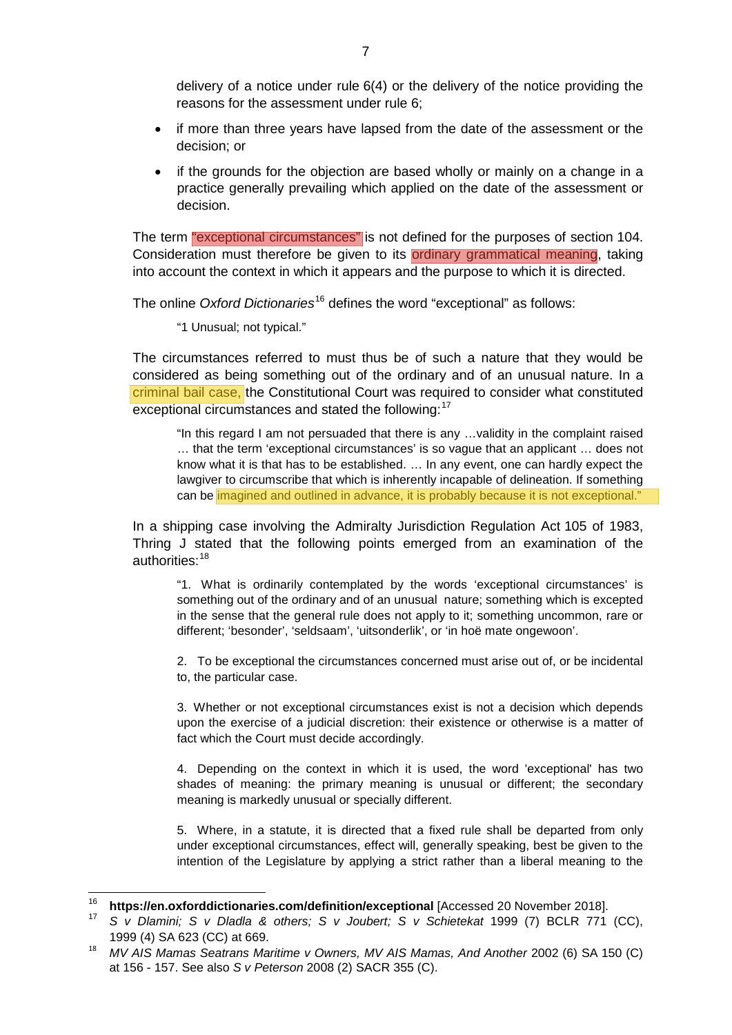delivery of a notice under rule 6(4) or the delivery of the notice providing the reasons for the assessment under rule 6;

- if more than three years have lapsed from the date of the assessment or the decision; or
- if the grounds for the objection are based wholly or mainly on a change in a practice generally prevailing which applied on the date of the assessment or decision.

The term "exceptional circumstances" is not defined for the purposes of section 104. Consideration must therefore be given to its ordinary grammatical meaning, taking into account the context in which it appears and the purpose to which it is directed.

The online *Oxford Dictionaries*[16] defines the word "exceptional" as follows:

> "1 Unusual; not typical."

The circumstances referred to must thus be of such a nature that they would be considered as being something out of the ordinary and of an unusual nature. In a criminal bail case, the Constitutional Court was required to consider what constituted exceptional circumstances and stated the following:[17]

> "In this regard I am not persuaded that there is any …validity in the complaint raised … that the term 'exceptional circumstances' is so vague that an applicant … does not know what it is that has to be established. … In any event, one can hardly expect the lawgiver to circumscribe that which is inherently incapable of delineation. If something can be imagined and outlined in advance, it is probably because it is not exceptional."

In a shipping case involving the Admiralty Jurisdiction Regulation Act 105 of 1983, Thring J stated that the following points emerged from an examination of the authorities:[18]

> "1. What is ordinarily contemplated by the words 'exceptional circumstances' is something out of the ordinary and of an unusual nature; something which is excepted in the sense that the general rule does not apply to it; something uncommon, rare or different; 'besonder', 'seldsaam', 'uitsonderlik', or 'in hoë mate ongewoon'.
>
> 2. To be exceptional the circumstances concerned must arise out of, or be incidental to, the particular case.
>
> 3. Whether or not exceptional circumstances exist is not a decision which depends upon the exercise of a judicial discretion: their existence or otherwise is a matter of fact which the Court must decide accordingly.
>
> 4. Depending on the context in which it is used, the word 'exceptional' has two shades of meaning: the primary meaning is unusual or different; the secondary meaning is markedly unusual or specially different.
>
> 5. Where, in a statute, it is directed that a fixed rule shall be departed from only under exceptional circumstances, effect will, generally speaking, best be given to the intention of the Legislature by applying a strict rather than a liberal meaning to the

---

[16] **https://en.oxforddictionaries.com/definition/exceptional** [Accessed 20 November 2018].

[17] *S v Dlamini; S v Dladla & others; S v Joubert; S v Schietekat* 1999 (7) BCLR 771 (CC), 1999 (4) SA 623 (CC) at 669.

[18] *MV AIS Mamas Seatrans Maritime v Owners, MV AIS Mamas, And Another* 2002 (6) SA 150 (C) at 156 - 157. See also *S v Peterson* 2008 (2) SACR 355 (C).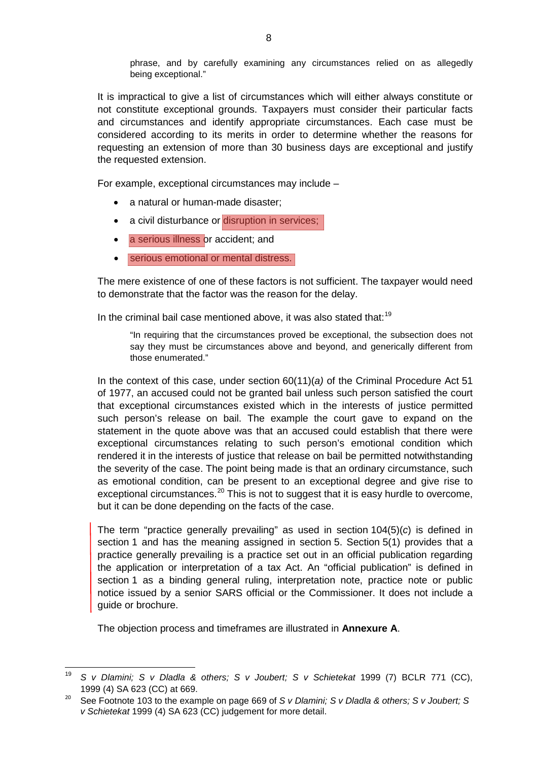phrase, and by carefully examining any circumstances relied on as allegedly being exceptional."

It is impractical to give a list of circumstances which will either always constitute or not constitute exceptional grounds. Taxpayers must consider their particular facts and circumstances and identify appropriate circumstances. Each case must be considered according to its merits in order to determine whether the reasons for requesting an extension of more than 30 business days are exceptional and justify the requested extension.

For example, exceptional circumstances may include –

- a natural or human-made disaster;
- a civil disturbance or disruption in services;
- a serious illness or accident; and
- serious emotional or mental distress.

The mere existence of one of these factors is not sufficient. The taxpayer would need to demonstrate that the factor was the reason for the delay.

In the criminal bail case mentioned above, it was also stated that:[19]

> "In requiring that the circumstances proved be exceptional, the subsection does not say they must be circumstances above and beyond, and generically different from those enumerated."

In the context of this case, under section 60(11)(*a)* of the Criminal Procedure Act 51 of 1977, an accused could not be granted bail unless such person satisfied the court that exceptional circumstances existed which in the interests of justice permitted such person's release on bail. The example the court gave to expand on the statement in the quote above was that an accused could establish that there were exceptional circumstances relating to such person's emotional condition which rendered it in the interests of justice that release on bail be permitted notwithstanding the severity of the case. The point being made is that an ordinary circumstance, such as emotional condition, can be present to an exceptional degree and give rise to exceptional circumstances.[20] This is not to suggest that it is easy hurdle to overcome, but it can be done depending on the facts of the case.

The term "practice generally prevailing" as used in section 104(5)(*c*) is defined in section 1 and has the meaning assigned in section 5. Section 5(1) provides that a practice generally prevailing is a practice set out in an official publication regarding the application or interpretation of a tax Act. An "official publication" is defined in section 1 as a binding general ruling, interpretation note, practice note or public notice issued by a senior SARS official or the Commissioner. It does not include a guide or brochure.

The objection process and timeframes are illustrated in **Annexure A**.

---

[19] *S v Dlamini; S v Dladla & others; S v Joubert; S v Schietekat* 1999 (7) BCLR 771 (CC), 1999 (4) SA 623 (CC) at 669.

[20] See Footnote 103 to the example on page 669 of *S v Dlamini; S v Dladla & others; S v Joubert; S v Schietekat* 1999 (4) SA 623 (CC) judgement for more detail.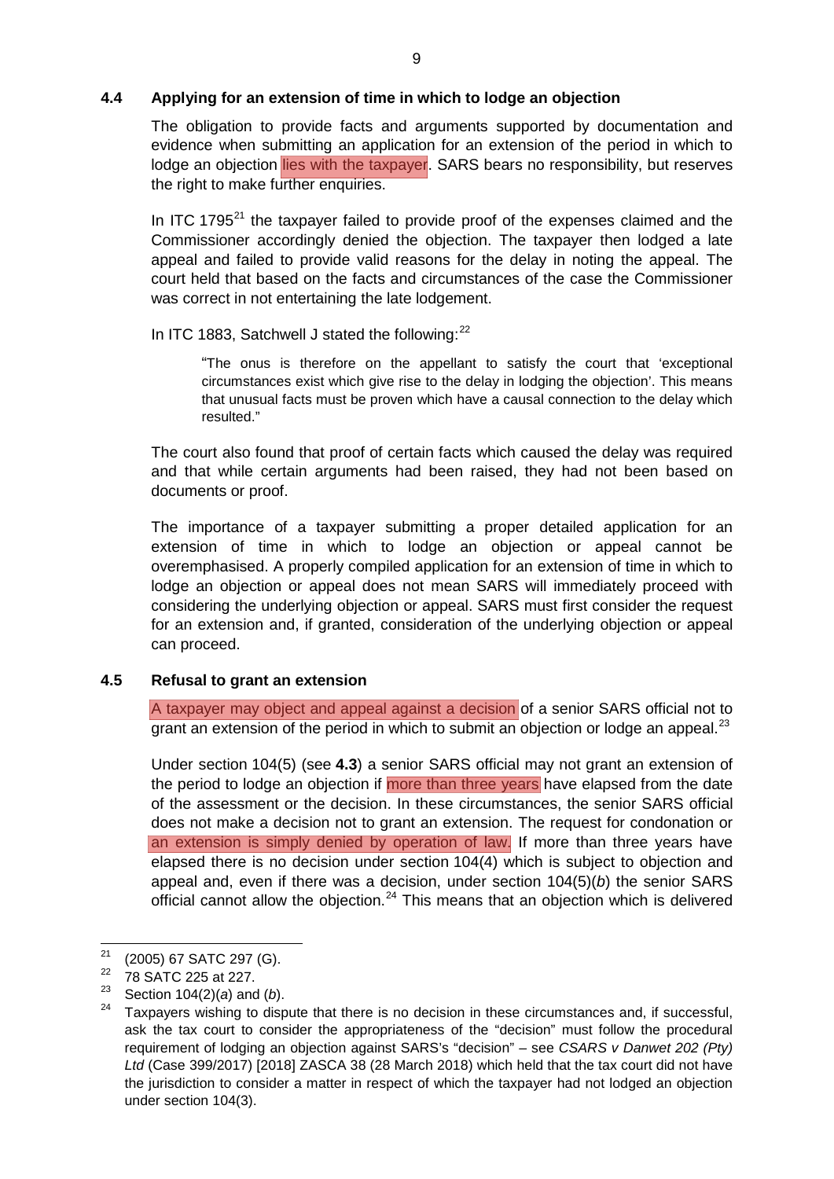### 4.4 Applying for an extension of time in which to lodge an objection

The obligation to provide facts and arguments supported by documentation and evidence when submitting an application for an extension of the period in which to lodge an objection lies with the taxpayer. SARS bears no responsibility, but reserves the right to make further enquiries.

In ITC 1795[21] the taxpayer failed to provide proof of the expenses claimed and the Commissioner accordingly denied the objection. The taxpayer then lodged a late appeal and failed to provide valid reasons for the delay in noting the appeal. The court held that based on the facts and circumstances of the case the Commissioner was correct in not entertaining the late lodgement.

In ITC 1883, Satchwell J stated the following:[22]

> "The onus is therefore on the appellant to satisfy the court that 'exceptional circumstances exist which give rise to the delay in lodging the objection'. This means that unusual facts must be proven which have a causal connection to the delay which resulted."

The court also found that proof of certain facts which caused the delay was required and that while certain arguments had been raised, they had not been based on documents or proof.

The importance of a taxpayer submitting a proper detailed application for an extension of time in which to lodge an objection or appeal cannot be overemphasised. A properly compiled application for an extension of time in which to lodge an objection or appeal does not mean SARS will immediately proceed with considering the underlying objection or appeal. SARS must first consider the request for an extension and, if granted, consideration of the underlying objection or appeal can proceed.

### 4.5 Refusal to grant an extension

A taxpayer may object and appeal against a decision of a senior SARS official not to grant an extension of the period in which to submit an objection or lodge an appeal.[23]

Under section 104(5) (see **4.3**) a senior SARS official may not grant an extension of the period to lodge an objection if more than three years have elapsed from the date of the assessment or the decision. In these circumstances, the senior SARS official does not make a decision not to grant an extension. The request for condonation or an extension is simply denied by operation of law. If more than three years have elapsed there is no decision under section 104(4) which is subject to objection and appeal and, even if there was a decision, under section 104(5)(*b*) the senior SARS official cannot allow the objection.[24] This means that an objection which is delivered

---

[21] (2005) 67 SATC 297 (G).

[22] 78 SATC 225 at 227.

[23] Section 104(2)(*a*) and (*b*).

[24] Taxpayers wishing to dispute that there is no decision in these circumstances and, if successful, ask the tax court to consider the appropriateness of the "decision" must follow the procedural requirement of lodging an objection against SARS's "decision" – see *CSARS v Danwet 202 (Pty) Ltd* (Case 399/2017) [2018] ZASCA 38 (28 March 2018) which held that the tax court did not have the jurisdiction to consider a matter in respect of which the taxpayer had not lodged an objection under section 104(3).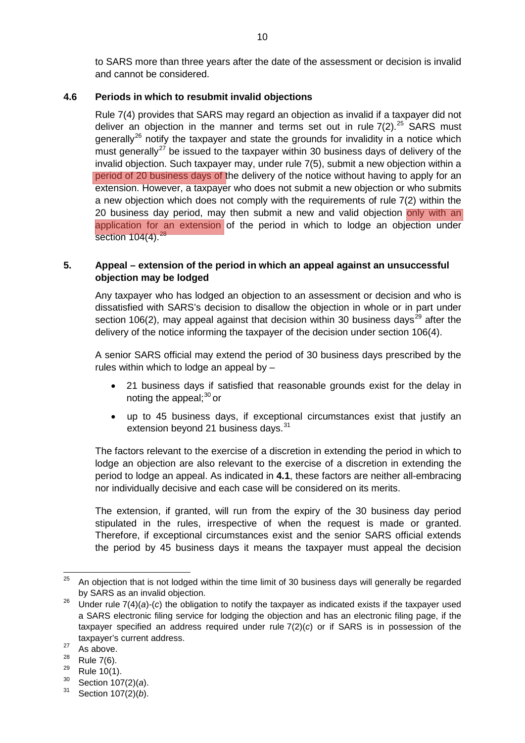to SARS more than three years after the date of the assessment or decision is invalid and cannot be considered.

### 4.6 Periods in which to resubmit invalid objections

Rule 7(4) provides that SARS may regard an objection as invalid if a taxpayer did not deliver an objection in the manner and terms set out in rule 7(2).[25] SARS must generally[26] notify the taxpayer and state the grounds for invalidity in a notice which must generally[27] be issued to the taxpayer within 30 business days of delivery of the invalid objection. Such taxpayer may, under rule 7(5), submit a new objection within a period of 20 business days of the delivery of the notice without having to apply for an extension. However, a taxpayer who does not submit a new objection or who submits a new objection which does not comply with the requirements of rule 7(2) within the 20 business day period, may then submit a new and valid objection only with an application for an extension of the period in which to lodge an objection under section 104(4).[28]

## 5. Appeal – extension of the period in which an appeal against an unsuccessful objection may be lodged

Any taxpayer who has lodged an objection to an assessment or decision and who is dissatisfied with SARS's decision to disallow the objection in whole or in part under section 106(2), may appeal against that decision within 30 business days[29] after the delivery of the notice informing the taxpayer of the decision under section 106(4).

A senior SARS official may extend the period of 30 business days prescribed by the rules within which to lodge an appeal by –

- 21 business days if satisfied that reasonable grounds exist for the delay in noting the appeal;[30] or
- up to 45 business days, if exceptional circumstances exist that justify an extension beyond 21 business days.[31]

The factors relevant to the exercise of a discretion in extending the period in which to lodge an objection are also relevant to the exercise of a discretion in extending the period to lodge an appeal. As indicated in **4.1**, these factors are neither all-embracing nor individually decisive and each case will be considered on its merits.

The extension, if granted, will run from the expiry of the 30 business day period stipulated in the rules, irrespective of when the request is made or granted. Therefore, if exceptional circumstances exist and the senior SARS official extends the period by 45 business days it means the taxpayer must appeal the decision

---

[25] An objection that is not lodged within the time limit of 30 business days will generally be regarded by SARS as an invalid objection.

[26] Under rule 7(4)(*a*)-(*c*) the obligation to notify the taxpayer as indicated exists if the taxpayer used a SARS electronic filing service for lodging the objection and has an electronic filing page, if the taxpayer specified an address required under rule 7(2)(*c*) or if SARS is in possession of the taxpayer's current address.

[27] As above.

[28] Rule 7(6).

[29] Rule 10(1).

[30] Section 107(2)(*a*).

[31] Section 107(2)(*b*).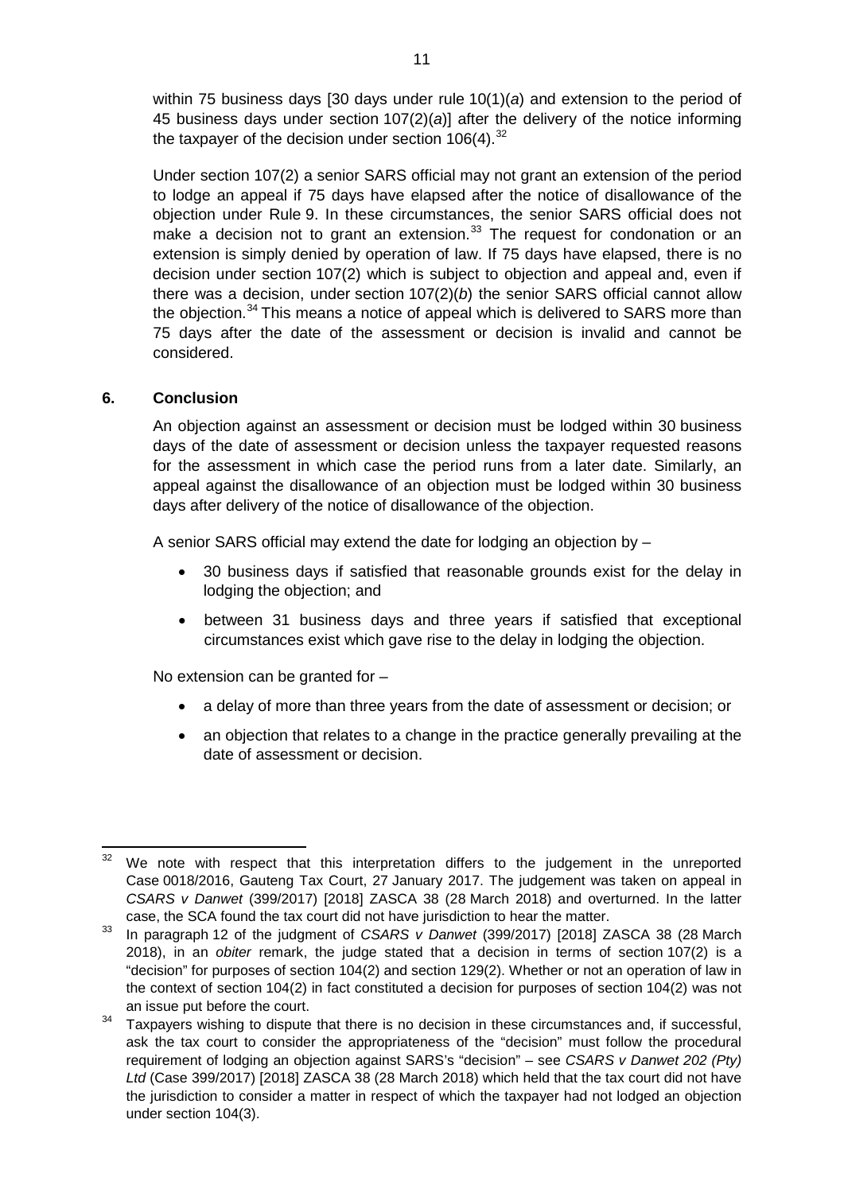within 75 business days [30 days under rule 10(1)(*a*) and extension to the period of 45 business days under section 107(2)(*a*)] after the delivery of the notice informing the taxpayer of the decision under section 106(4).[32]

Under section 107(2) a senior SARS official may not grant an extension of the period to lodge an appeal if 75 days have elapsed after the notice of disallowance of the objection under Rule 9. In these circumstances, the senior SARS official does not make a decision not to grant an extension.[33] The request for condonation or an extension is simply denied by operation of law. If 75 days have elapsed, there is no decision under section 107(2) which is subject to objection and appeal and, even if there was a decision, under section 107(2)(*b*) the senior SARS official cannot allow the objection.[34] This means a notice of appeal which is delivered to SARS more than 75 days after the date of the assessment or decision is invalid and cannot be considered.

## 6. Conclusion

An objection against an assessment or decision must be lodged within 30 business days of the date of assessment or decision unless the taxpayer requested reasons for the assessment in which case the period runs from a later date. Similarly, an appeal against the disallowance of an objection must be lodged within 30 business days after delivery of the notice of disallowance of the objection.

A senior SARS official may extend the date for lodging an objection by –

- 30 business days if satisfied that reasonable grounds exist for the delay in lodging the objection; and
- between 31 business days and three years if satisfied that exceptional circumstances exist which gave rise to the delay in lodging the objection.

No extension can be granted for –

- a delay of more than three years from the date of assessment or decision; or
- an objection that relates to a change in the practice generally prevailing at the date of assessment or decision.

---

[32] We note with respect that this interpretation differs to the judgement in the unreported Case 0018/2016, Gauteng Tax Court, 27 January 2017. The judgement was taken on appeal in *CSARS v Danwet* (399/2017) [2018] ZASCA 38 (28 March 2018) and overturned. In the latter case, the SCA found the tax court did not have jurisdiction to hear the matter.

[33] In paragraph 12 of the judgment of *CSARS v Danwet* (399/2017) [2018] ZASCA 38 (28 March 2018), in an *obiter* remark, the judge stated that a decision in terms of section 107(2) is a "decision" for purposes of section 104(2) and section 129(2). Whether or not an operation of law in the context of section 104(2) in fact constituted a decision for purposes of section 104(2) was not an issue put before the court.

[34] Taxpayers wishing to dispute that there is no decision in these circumstances and, if successful, ask the tax court to consider the appropriateness of the "decision" must follow the procedural requirement of lodging an objection against SARS's "decision" – see *CSARS v Danwet 202 (Pty) Ltd* (Case 399/2017) [2018] ZASCA 38 (28 March 2018) which held that the tax court did not have the jurisdiction to consider a matter in respect of which the taxpayer had not lodged an objection under section 104(3).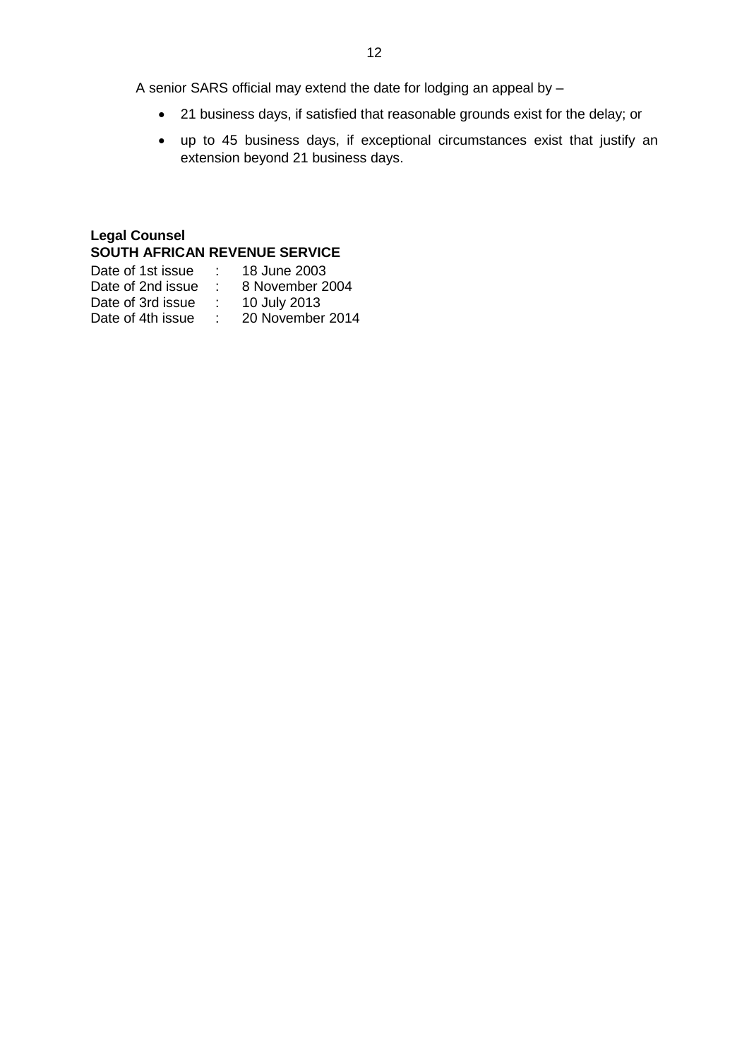A senior SARS official may extend the date for lodging an appeal by –

- 21 business days, if satisfied that reasonable grounds exist for the delay; or
- up to 45 business days, if exceptional circumstances exist that justify an extension beyond 21 business days.

**Legal Counsel**
**SOUTH AFRICAN REVENUE SERVICE**

Date of 1st issue : 18 June 2003
Date of 2nd issue : 8 November 2004
Date of 3rd issue : 10 July 2013
Date of 4th issue : 20 November 2014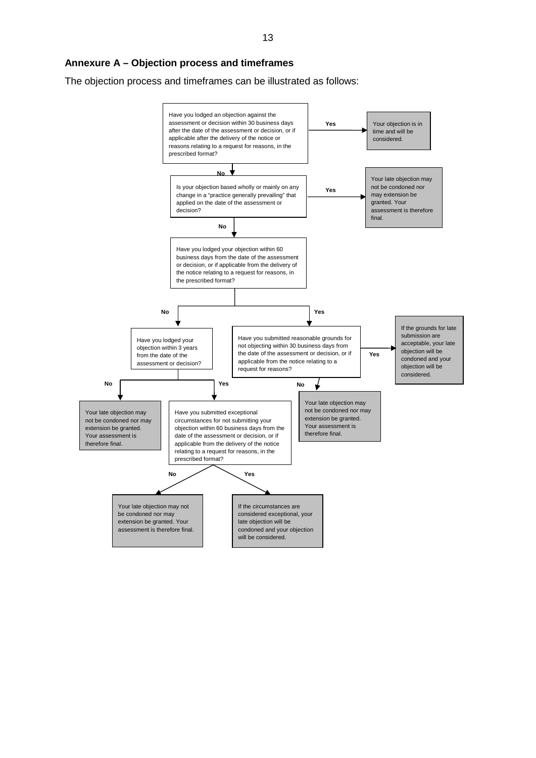## Annexure A – Objection process and timeframes

The objection process and timeframes can be illustrated as follows:

**Have you lodged an objection against the assessment or decision within 30 business days after the date of the assessment or decision, or if applicable after the delivery of the notice or reasons relating to a request for reasons, in the prescribed format?**

- **Yes** → Your objection is in time and will be considered.
- **No** → Is your objection based wholly or mainly on any change in a "practice generally prevailing" that applied on the date of the assessment or decision?
  - **Yes** → Your late objection may not be condoned nor may extension be granted. Your assessment is therefore final.
  - **No** → Have you lodged your objection within 60 business days from the date of the assessment or decision, or if applicable from the delivery of the notice relating to a request for reasons, in the prescribed format?
    - **Yes** → Have you submitted reasonable grounds for not objecting within 30 business days from the date of the assessment or decision, or if applicable from the notice relating to a request for reasons?
      - **Yes** → If the grounds for late submission are acceptable, your late objection will be condoned and your objection will be considered.
      - **No** → Your late objection may not be condoned nor may extension be granted. Your assessment is therefore final.
    - **No** → Have you lodged your objection within 3 years from the date of the assessment or decision?
      - **No** → Your late objection may not be condoned nor may extension be granted. Your assessment is therefore final.
      - **Yes** → Have you submitted exceptional circumstances for not submitting your objection within 60 business days from the date of the assessment or decision, or if applicable from the delivery of the notice relating to a request for reasons, in the prescribed format?
        - **No** → Your late objection may not be condoned nor may extension be granted. Your assessment is therefore final.
        - **Yes** → If the circumstances are considered exceptional, your late objection will be condoned and your objection will be considered.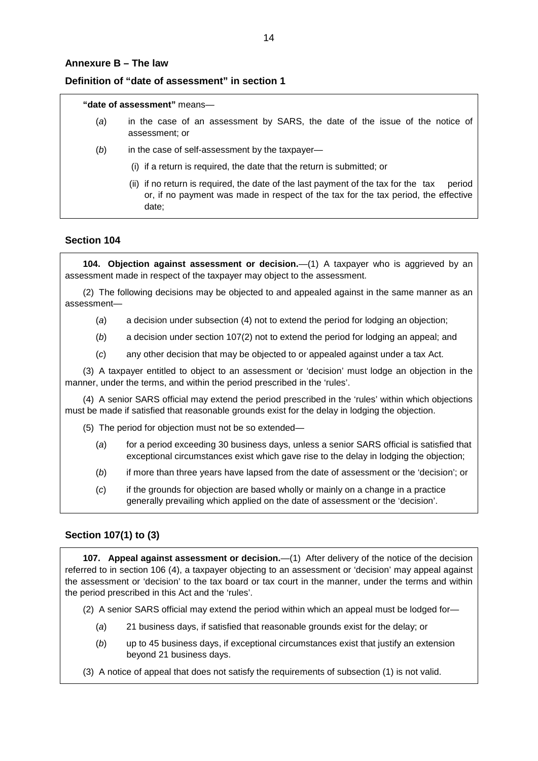## Annexure B – The law

### Definition of "date of assessment" in section 1

**"date of assessment"** means—

(*a*) in the case of an assessment by SARS, the date of the issue of the notice of assessment; or

(*b*) in the case of self-assessment by the taxpayer—

(i) if a return is required, the date that the return is submitted; or

(ii) if no return is required, the date of the last payment of the tax for the tax period or, if no payment was made in respect of the tax for the tax period, the effective date;

### Section 104

**104. Objection against assessment or decision.**—(1) A taxpayer who is aggrieved by an assessment made in respect of the taxpayer may object to the assessment.

(2) The following decisions may be objected to and appealed against in the same manner as an assessment—

(*a*) a decision under subsection (4) not to extend the period for lodging an objection;

(*b*) a decision under section 107(2) not to extend the period for lodging an appeal; and

(*c*) any other decision that may be objected to or appealed against under a tax Act.

(3) A taxpayer entitled to object to an assessment or 'decision' must lodge an objection in the manner, under the terms, and within the period prescribed in the 'rules'.

(4) A senior SARS official may extend the period prescribed in the 'rules' within which objections must be made if satisfied that reasonable grounds exist for the delay in lodging the objection.

(5) The period for objection must not be so extended—

(*a*) for a period exceeding 30 business days, unless a senior SARS official is satisfied that exceptional circumstances exist which gave rise to the delay in lodging the objection;

(*b*) if more than three years have lapsed from the date of assessment or the 'decision'; or

(*c*) if the grounds for objection are based wholly or mainly on a change in a practice generally prevailing which applied on the date of assessment or the 'decision'.

### Section 107(1) to (3)

**107. Appeal against assessment or decision.**—(1) After delivery of the notice of the decision referred to in section 106 (4), a taxpayer objecting to an assessment or 'decision' may appeal against the assessment or 'decision' to the tax board or tax court in the manner, under the terms and within the period prescribed in this Act and the 'rules'.

(2) A senior SARS official may extend the period within which an appeal must be lodged for—

(*a*) 21 business days, if satisfied that reasonable grounds exist for the delay; or

(*b*) up to 45 business days, if exceptional circumstances exist that justify an extension beyond 21 business days.

(3) A notice of appeal that does not satisfy the requirements of subsection (1) is not valid.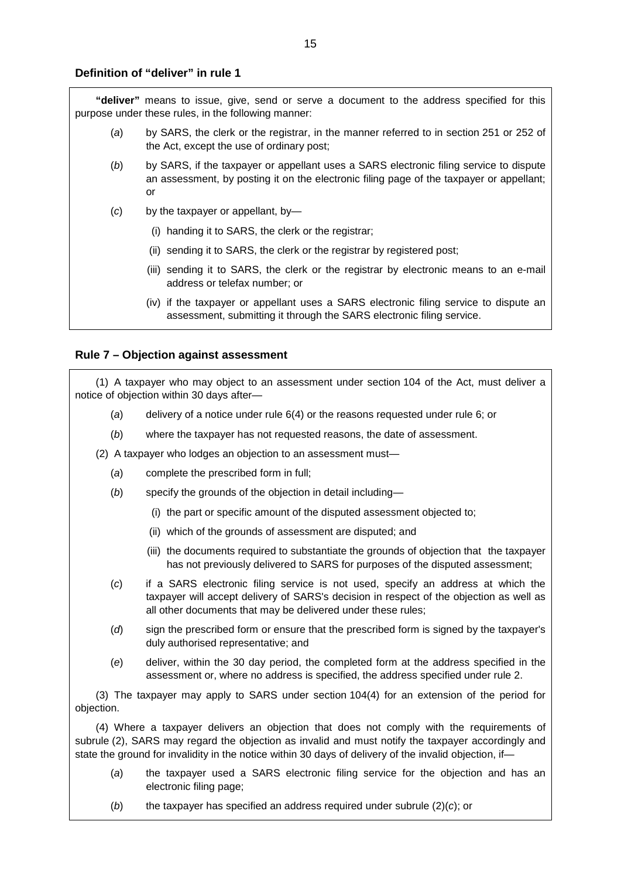### Definition of "deliver" in rule 1

**"deliver"** means to issue, give, send or serve a document to the address specified for this purpose under these rules, in the following manner:

(*a*) by SARS, the clerk or the registrar, in the manner referred to in section 251 or 252 of the Act, except the use of ordinary post;

(*b*) by SARS, if the taxpayer or appellant uses a SARS electronic filing service to dispute an assessment, by posting it on the electronic filing page of the taxpayer or appellant; or

(*c*) by the taxpayer or appellant, by—

(i) handing it to SARS, the clerk or the registrar;

(ii) sending it to SARS, the clerk or the registrar by registered post;

(iii) sending it to SARS, the clerk or the registrar by electronic means to an e-mail address or telefax number; or

(iv) if the taxpayer or appellant uses a SARS electronic filing service to dispute an assessment, submitting it through the SARS electronic filing service.

### Rule 7 – Objection against assessment

(1) A taxpayer who may object to an assessment under section 104 of the Act, must deliver a notice of objection within 30 days after—

(*a*) delivery of a notice under rule 6(4) or the reasons requested under rule 6; or

(*b*) where the taxpayer has not requested reasons, the date of assessment.

(2) A taxpayer who lodges an objection to an assessment must—

(*a*) complete the prescribed form in full;

(*b*) specify the grounds of the objection in detail including—

(i) the part or specific amount of the disputed assessment objected to;

(ii) which of the grounds of assessment are disputed; and

(iii) the documents required to substantiate the grounds of objection that the taxpayer has not previously delivered to SARS for purposes of the disputed assessment;

(*c*) if a SARS electronic filing service is not used, specify an address at which the taxpayer will accept delivery of SARS's decision in respect of the objection as well as all other documents that may be delivered under these rules;

(*d*) sign the prescribed form or ensure that the prescribed form is signed by the taxpayer's duly authorised representative; and

(*e*) deliver, within the 30 day period, the completed form at the address specified in the assessment or, where no address is specified, the address specified under rule 2.

(3) The taxpayer may apply to SARS under section 104(4) for an extension of the period for objection.

(4) Where a taxpayer delivers an objection that does not comply with the requirements of subrule (2), SARS may regard the objection as invalid and must notify the taxpayer accordingly and state the ground for invalidity in the notice within 30 days of delivery of the invalid objection, if—

(*a*) the taxpayer used a SARS electronic filing service for the objection and has an electronic filing page;

(*b*) the taxpayer has specified an address required under subrule (2)(*c*); or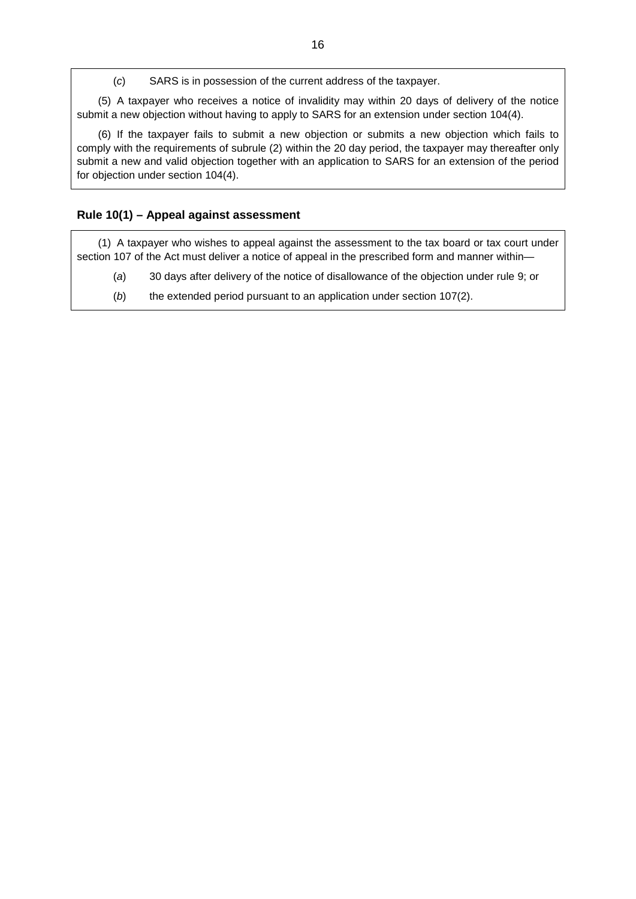(*c*) SARS is in possession of the current address of the taxpayer.

(5) A taxpayer who receives a notice of invalidity may within 20 days of delivery of the notice submit a new objection without having to apply to SARS for an extension under section 104(4).

(6) If the taxpayer fails to submit a new objection or submits a new objection which fails to comply with the requirements of subrule (2) within the 20 day period, the taxpayer may thereafter only submit a new and valid objection together with an application to SARS for an extension of the period for objection under section 104(4).

### Rule 10(1) – Appeal against assessment

(1) A taxpayer who wishes to appeal against the assessment to the tax board or tax court under section 107 of the Act must deliver a notice of appeal in the prescribed form and manner within—

(*a*) 30 days after delivery of the notice of disallowance of the objection under rule 9; or

(*b*) the extended period pursuant to an application under section 107(2).